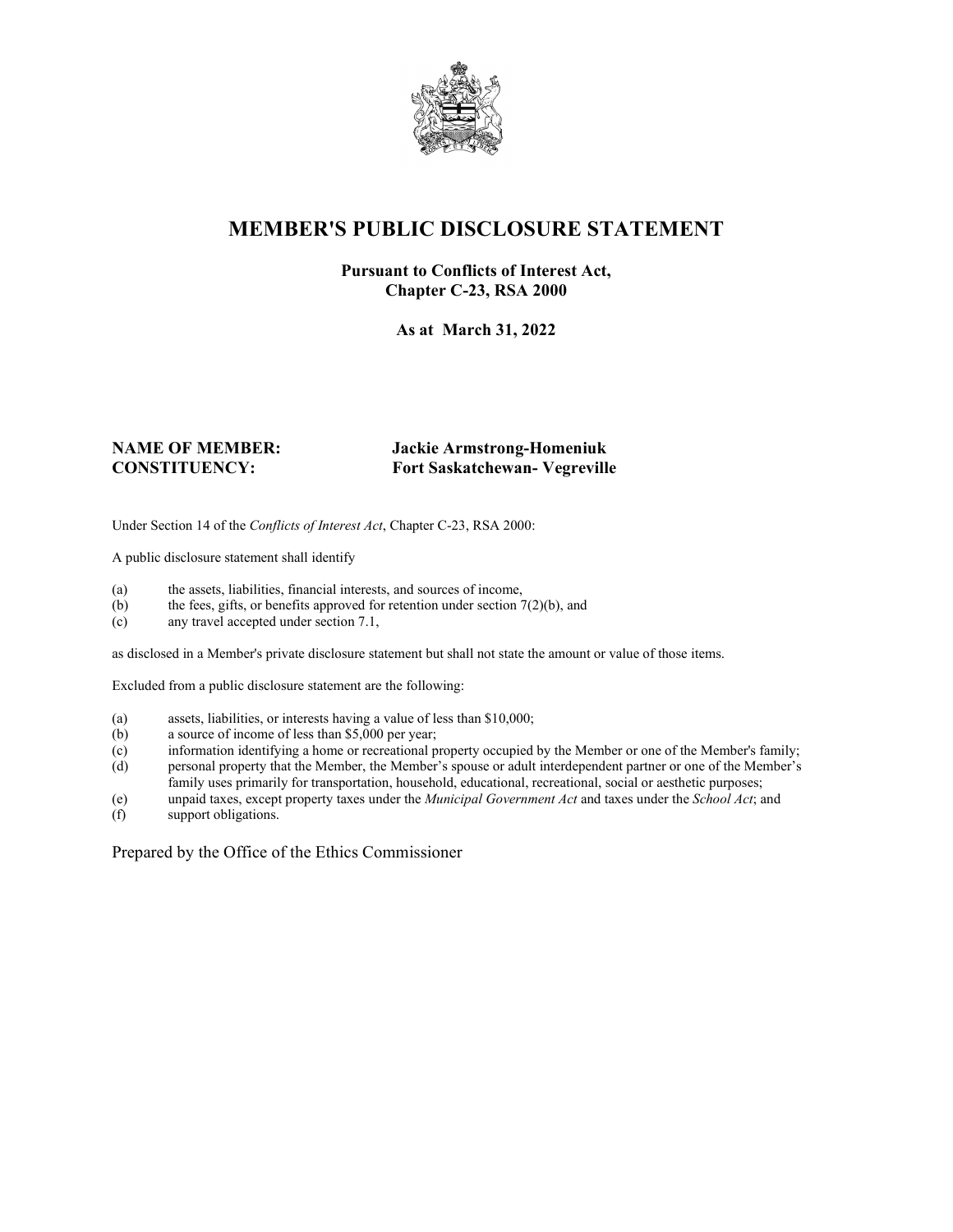# MEMBER'S PUBLIC DISCLOSURE STATEMENT

**Pursuant to Conflicts of Interest Act, Chapter C-23, RSA 2000**

**As at March 31, 2022**

**NAME OF MEMBER:** **Jackie Armstrong-Homeniuk**
**CONSTITUENCY:** **Fort Saskatchewan- Vegreville**

Under Section 14 of the *Conflicts of Interest Act*, Chapter C-23, RSA 2000:

A public disclosure statement shall identify

(a) the assets, liabilities, financial interests, and sources of income,
(b) the fees, gifts, or benefits approved for retention under section 7(2)(b), and
(c) any travel accepted under section 7.1,

as disclosed in a Member's private disclosure statement but shall not state the amount or value of those items.

Excluded from a public disclosure statement are the following:

(a) assets, liabilities, or interests having a value of less than $10,000;
(b) a source of income of less than $5,000 per year;
(c) information identifying a home or recreational property occupied by the Member or one of the Member's family;
(d) personal property that the Member, the Member's spouse or adult interdependent partner or one of the Member's family uses primarily for transportation, household, educational, recreational, social or aesthetic purposes;
(e) unpaid taxes, except property taxes under the *Municipal Government Act* and taxes under the *School Act*; and
(f) support obligations.

Prepared by the Office of the Ethics Commissioner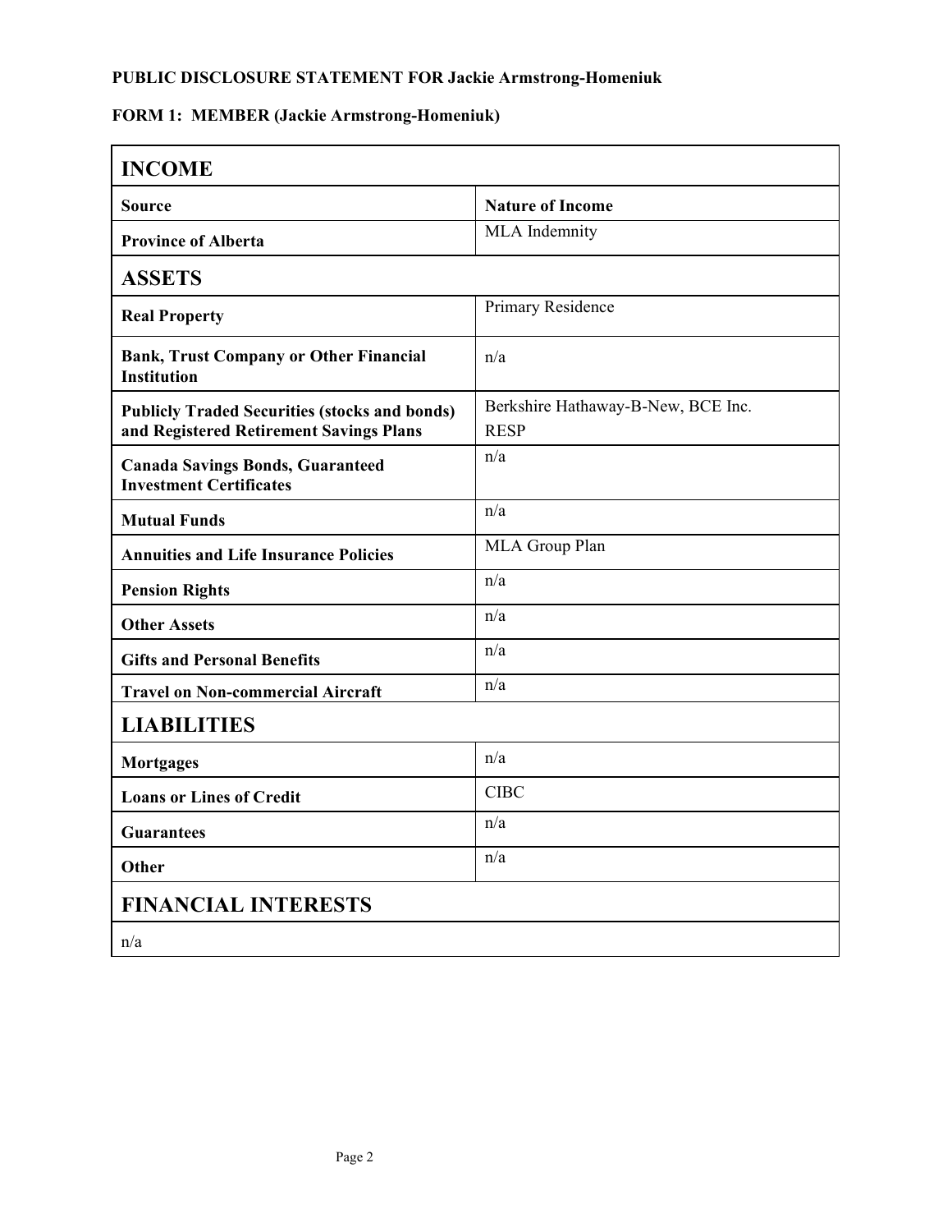**PUBLIC DISCLOSURE STATEMENT FOR Jackie Armstrong-Homeniuk**

**FORM 1: MEMBER (Jackie Armstrong-Homeniuk)**

| **INCOME** | |
|---|---|
| **Source** | **Nature of Income** |
| **Province of Alberta** | MLA Indemnity |
| **ASSETS** | |
| **Real Property** | Primary Residence |
| **Bank, Trust Company or Other Financial Institution** | n/a |
| **Publicly Traded Securities (stocks and bonds) and Registered Retirement Savings Plans** | Berkshire Hathaway-B-New, BCE Inc.<br>RESP |
| **Canada Savings Bonds, Guaranteed Investment Certificates** | n/a |
| **Mutual Funds** | n/a |
| **Annuities and Life Insurance Policies** | MLA Group Plan |
| **Pension Rights** | n/a |
| **Other Assets** | n/a |
| **Gifts and Personal Benefits** | n/a |
| **Travel on Non-commercial Aircraft** | n/a |
| **LIABILITIES** | |
| **Mortgages** | n/a |
| **Loans or Lines of Credit** | CIBC |
| **Guarantees** | n/a |
| **Other** | n/a |
| **FINANCIAL INTERESTS** | |
| n/a | |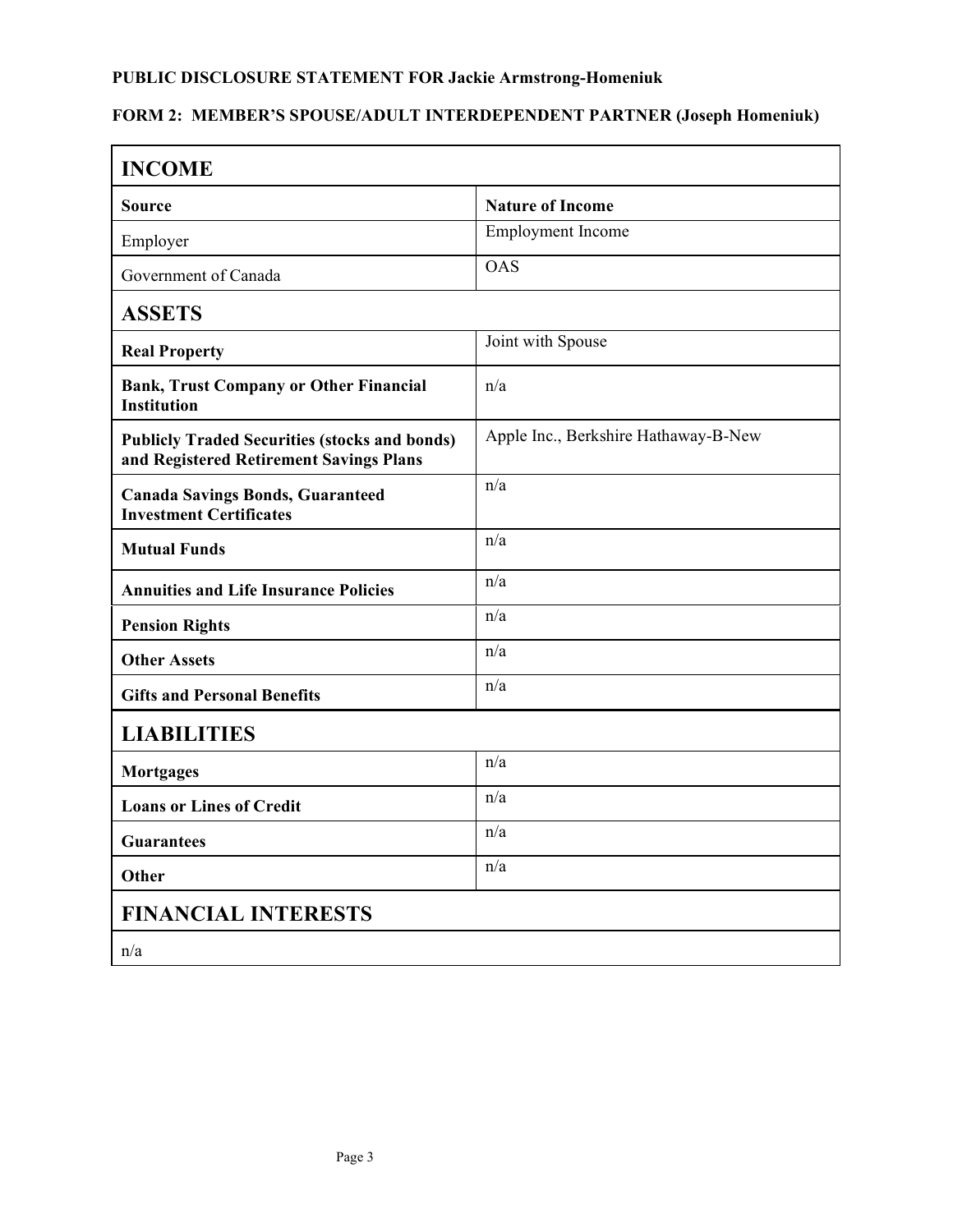**PUBLIC DISCLOSURE STATEMENT FOR Jackie Armstrong-Homeniuk**

**FORM 2: MEMBER'S SPOUSE/ADULT INTERDEPENDENT PARTNER (Joseph Homeniuk)**

## INCOME

| **Source** | **Nature of Income** |
|---|---|
| Employer | Employment Income |
| Government of Canada | OAS |

## ASSETS

| | |
|---|---|
| **Real Property** | Joint with Spouse |
| **Bank, Trust Company or Other Financial Institution** | n/a |
| **Publicly Traded Securities (stocks and bonds) and Registered Retirement Savings Plans** | Apple Inc., Berkshire Hathaway-B-New |
| **Canada Savings Bonds, Guaranteed Investment Certificates** | n/a |
| **Mutual Funds** | n/a |
| **Annuities and Life Insurance Policies** | n/a |
| **Pension Rights** | n/a |
| **Other Assets** | n/a |
| **Gifts and Personal Benefits** | n/a |

## LIABILITIES

| | |
|---|---|
| **Mortgages** | n/a |
| **Loans or Lines of Credit** | n/a |
| **Guarantees** | n/a |
| **Other** | n/a |

## FINANCIAL INTERESTS

n/a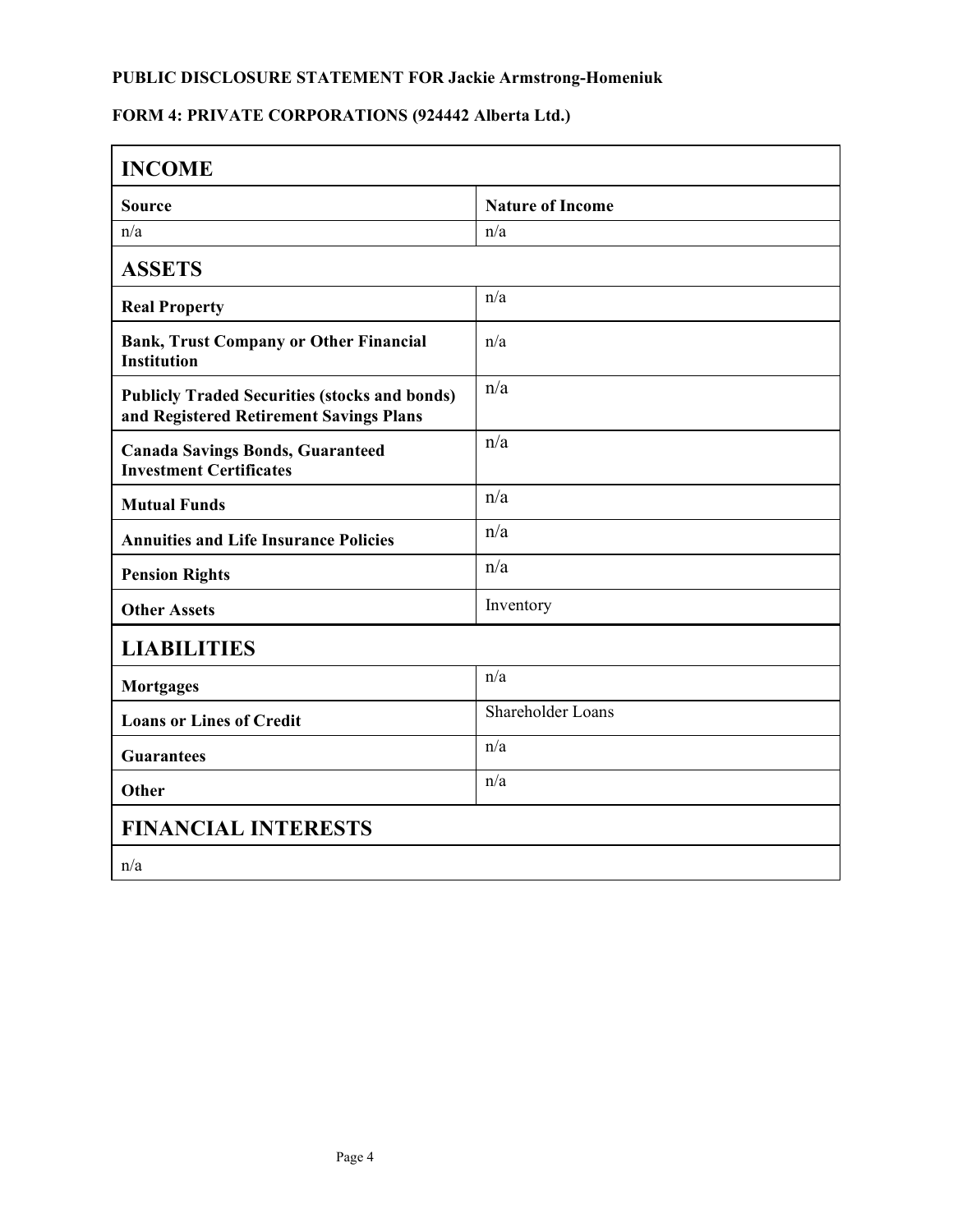**PUBLIC DISCLOSURE STATEMENT FOR Jackie Armstrong-Homeniuk**

**FORM 4: PRIVATE CORPORATIONS (924442 Alberta Ltd.)**

## INCOME

| Source | Nature of Income |
|---|---|
| n/a | n/a |

## ASSETS

| | |
|---|---|
| **Real Property** | n/a |
| **Bank, Trust Company or Other Financial Institution** | n/a |
| **Publicly Traded Securities (stocks and bonds) and Registered Retirement Savings Plans** | n/a |
| **Canada Savings Bonds, Guaranteed Investment Certificates** | n/a |
| **Mutual Funds** | n/a |
| **Annuities and Life Insurance Policies** | n/a |
| **Pension Rights** | n/a |
| **Other Assets** | Inventory |

## LIABILITIES

| | |
|---|---|
| **Mortgages** | n/a |
| **Loans or Lines of Credit** | Shareholder Loans |
| **Guarantees** | n/a |
| **Other** | n/a |

## FINANCIAL INTERESTS

n/a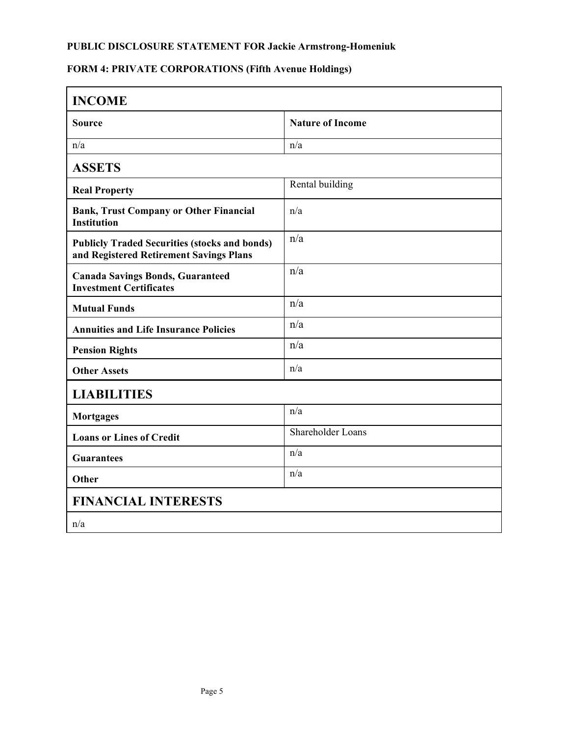**PUBLIC DISCLOSURE STATEMENT FOR Jackie Armstrong-Homeniuk**

**FORM 4: PRIVATE CORPORATIONS (Fifth Avenue Holdings)**

## INCOME

| Source | Nature of Income |
|---|---|
| n/a | n/a |

## ASSETS

| | |
|---|---|
| **Real Property** | Rental building |
| **Bank, Trust Company or Other Financial Institution** | n/a |
| **Publicly Traded Securities (stocks and bonds) and Registered Retirement Savings Plans** | n/a |
| **Canada Savings Bonds, Guaranteed Investment Certificates** | n/a |
| **Mutual Funds** | n/a |
| **Annuities and Life Insurance Policies** | n/a |
| **Pension Rights** | n/a |
| **Other Assets** | n/a |

## LIABILITIES

| | |
|---|---|
| **Mortgages** | n/a |
| **Loans or Lines of Credit** | Shareholder Loans |
| **Guarantees** | n/a |
| **Other** | n/a |

## FINANCIAL INTERESTS

n/a